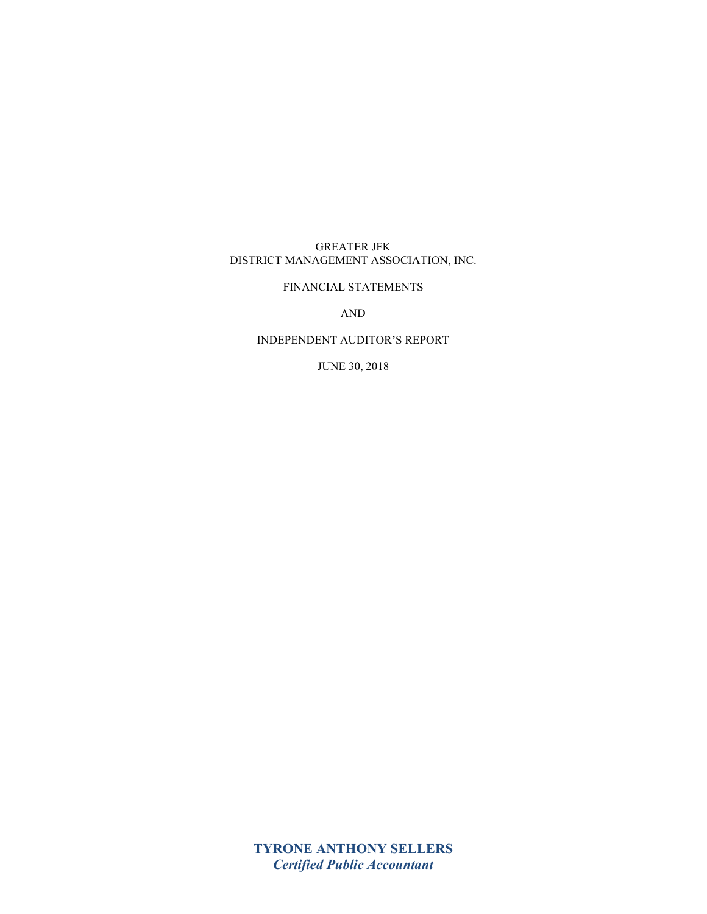GREATER JFK
DISTRICT MANAGEMENT ASSOCIATION, INC.

FINANCIAL STATEMENTS

AND

INDEPENDENT AUDITOR'S REPORT

JUNE 30, 2018

**TYRONE ANTHONY SELLERS**
***Certified Public Accountant***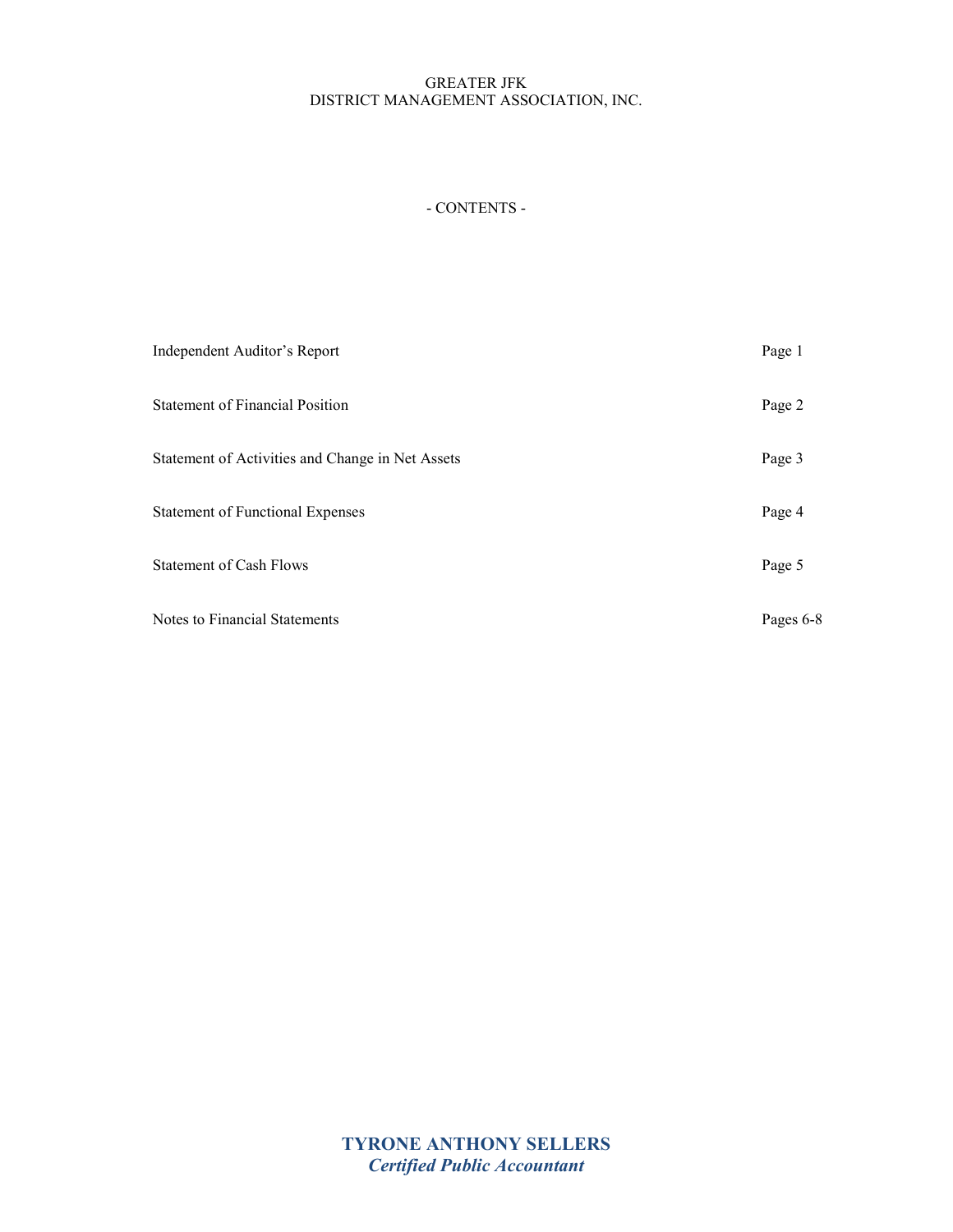GREATER JFK
DISTRICT MANAGEMENT ASSOCIATION, INC.

- CONTENTS -

| | |
|---|---|
| Independent Auditor's Report | Page 1 |
| Statement of Financial Position | Page 2 |
| Statement of Activities and Change in Net Assets | Page 3 |
| Statement of Functional Expenses | Page 4 |
| Statement of Cash Flows | Page 5 |
| Notes to Financial Statements | Pages 6-8 |

**TYRONE ANTHONY SELLERS**
***Certified Public Accountant***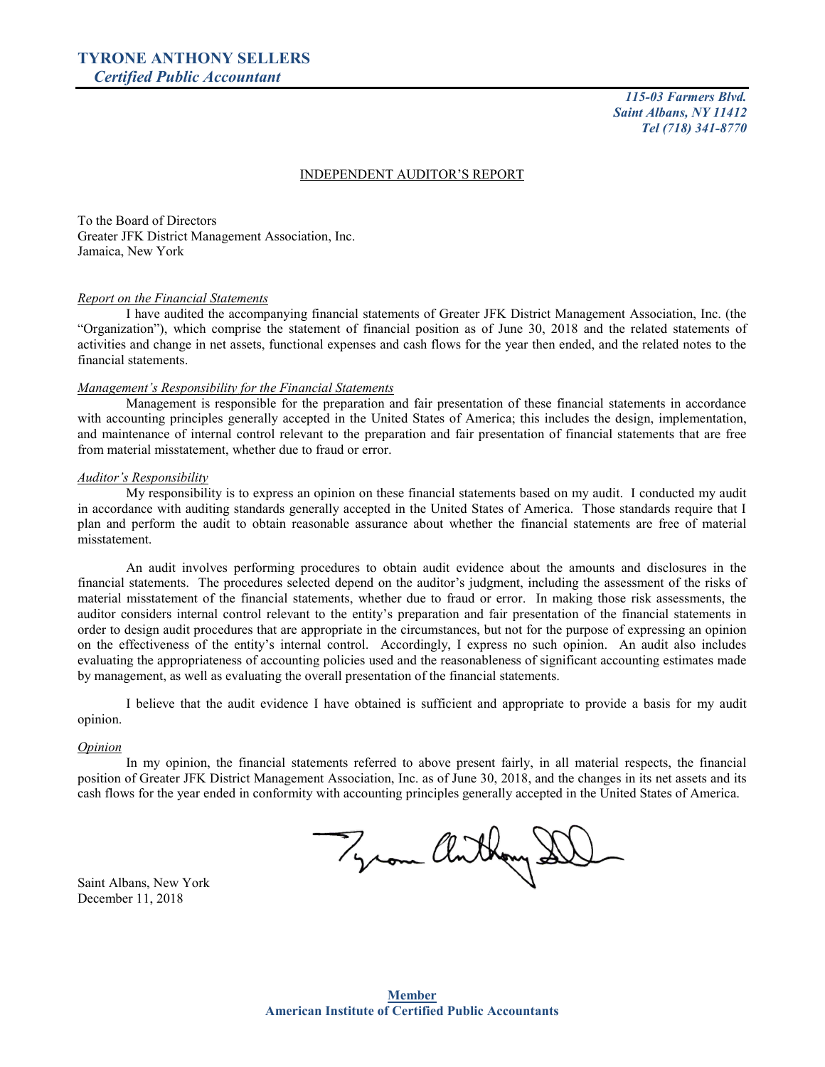**TYRONE ANTHONY SELLERS**
***Certified Public Accountant***

*115-03 Farmers Blvd.*
*Saint Albans, NY 11412*
*Tel (718) 341-8770*

INDEPENDENT AUDITOR'S REPORT

To the Board of Directors
Greater JFK District Management Association, Inc.
Jamaica, New York

*Report on the Financial Statements*

I have audited the accompanying financial statements of Greater JFK District Management Association, Inc. (the "Organization"), which comprise the statement of financial position as of June 30, 2018 and the related statements of activities and change in net assets, functional expenses and cash flows for the year then ended, and the related notes to the financial statements.

*Management's Responsibility for the Financial Statements*

Management is responsible for the preparation and fair presentation of these financial statements in accordance with accounting principles generally accepted in the United States of America; this includes the design, implementation, and maintenance of internal control relevant to the preparation and fair presentation of financial statements that are free from material misstatement, whether due to fraud or error.

*Auditor's Responsibility*

My responsibility is to express an opinion on these financial statements based on my audit. I conducted my audit in accordance with auditing standards generally accepted in the United States of America. Those standards require that I plan and perform the audit to obtain reasonable assurance about whether the financial statements are free of material misstatement.

An audit involves performing procedures to obtain audit evidence about the amounts and disclosures in the financial statements. The procedures selected depend on the auditor's judgment, including the assessment of the risks of material misstatement of the financial statements, whether due to fraud or error. In making those risk assessments, the auditor considers internal control relevant to the entity's preparation and fair presentation of the financial statements in order to design audit procedures that are appropriate in the circumstances, but not for the purpose of expressing an opinion on the effectiveness of the entity's internal control. Accordingly, I express no such opinion. An audit also includes evaluating the appropriateness of accounting policies used and the reasonableness of significant accounting estimates made by management, as well as evaluating the overall presentation of the financial statements.

I believe that the audit evidence I have obtained is sufficient and appropriate to provide a basis for my audit opinion.

*Opinion*

In my opinion, the financial statements referred to above present fairly, in all material respects, the financial position of Greater JFK District Management Association, Inc. as of June 30, 2018, and the changes in its net assets and its cash flows for the year ended in conformity with accounting principles generally accepted in the United States of America.

Saint Albans, New York
December 11, 2018

**Member**
**American Institute of Certified Public Accountants**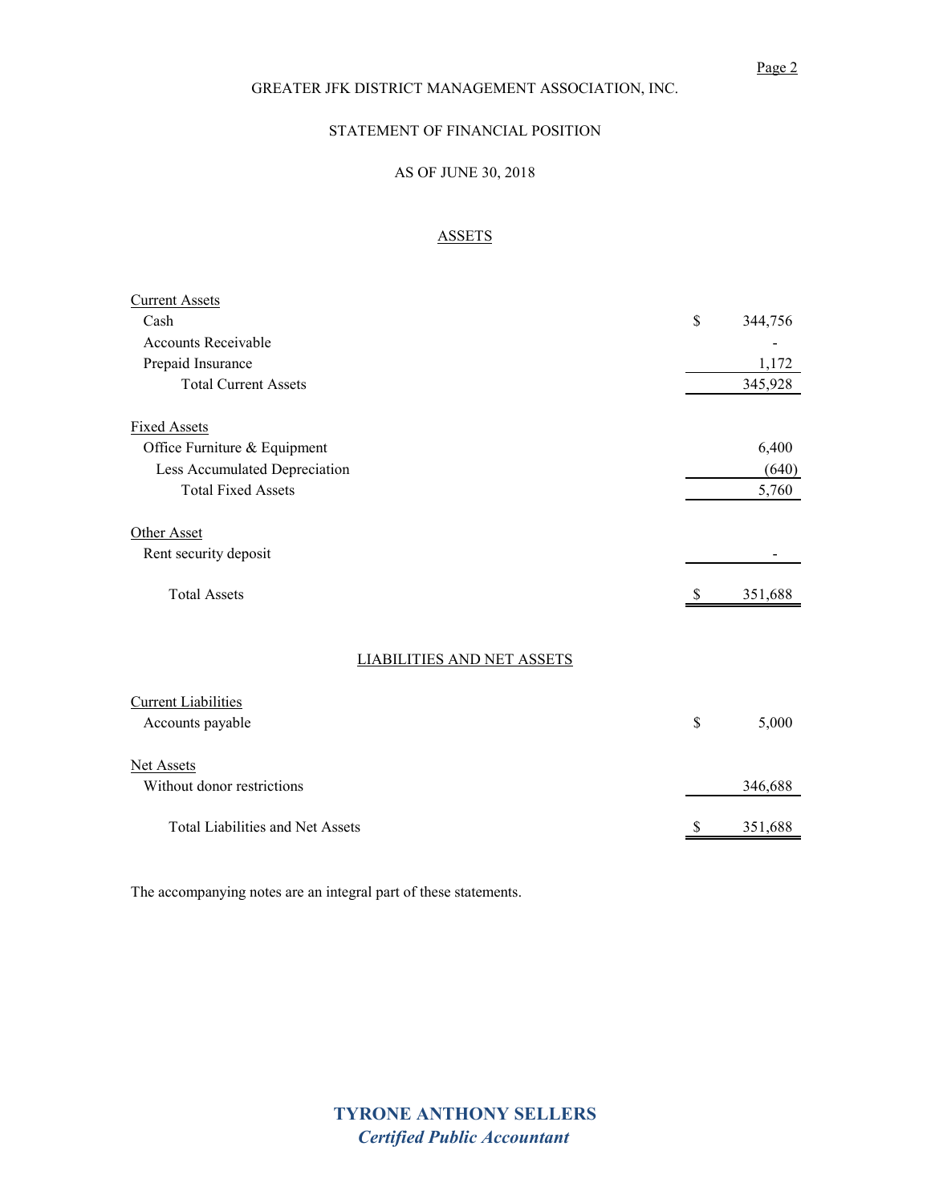# GREATER JFK DISTRICT MANAGEMENT ASSOCIATION, INC.

## STATEMENT OF FINANCIAL POSITION

### AS OF JUNE 30, 2018

### ASSETS

| | | |
|---|---|---|
| **Current Assets** | | |
| Cash | $ | 344,756 |
| Accounts Receivable | | - |
| Prepaid Insurance | | 1,172 |
| Total Current Assets | | 345,928 |
| | | |
| **Fixed Assets** | | |
| Office Furniture & Equipment | | 6,400 |
| Less Accumulated Depreciation | | (640) |
| Total Fixed Assets | | 5,760 |
| | | |
| **Other Asset** | | |
| Rent security deposit | | - |
| | | |
| Total Assets | $ | 351,688 |

### LIABILITIES AND NET ASSETS

| | | |
|---|---|---|
| **Current Liabilities** | | |
| Accounts payable | $ | 5,000 |
| | | |
| **Net Assets** | | |
| Without donor restrictions | | 346,688 |
| | | |
| Total Liabilities and Net Assets | $ | 351,688 |

The accompanying notes are an integral part of these statements.

**TYRONE ANTHONY SELLERS**
***Certified Public Accountant***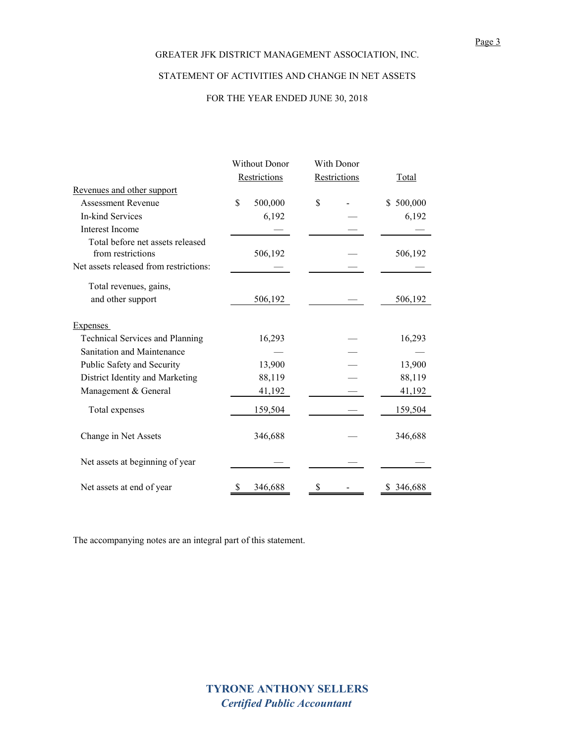GREATER JFK DISTRICT MANAGEMENT ASSOCIATION, INC.

STATEMENT OF ACTIVITIES AND CHANGE IN NET ASSETS

FOR THE YEAR ENDED JUNE 30, 2018

| | Without Donor Restrictions | With Donor Restrictions | Total |
|---|---|---|---|
| Revenues and other support | | | |
| Assessment Revenue | $ 500,000 | $ - | $ 500,000 |
| In-kind Services | 6,192 | — | 6,192 |
| Interest Income | — | — | — |
| Total before net assets released from restrictions | 506,192 | — | 506,192 |
| Net assets released from restrictions: | — | — | — |
| Total revenues, gains, and other support | 506,192 | — | 506,192 |
| Expenses | | | |
| Technical Services and Planning | 16,293 | — | 16,293 |
| Sanitation and Maintenance | — | — | — |
| Public Safety and Security | 13,900 | — | 13,900 |
| District Identity and Marketing | 88,119 | — | 88,119 |
| Management & General | 41,192 | — | 41,192 |
| Total expenses | 159,504 | — | 159,504 |
| Change in Net Assets | 346,688 | — | 346,688 |
| Net assets at beginning of year | — | — | — |
| Net assets at end of year | $ 346,688 | $ - | $ 346,688 |

The accompanying notes are an integral part of this statement.

**TYRONE ANTHONY SELLERS**
***Certified Public Accountant***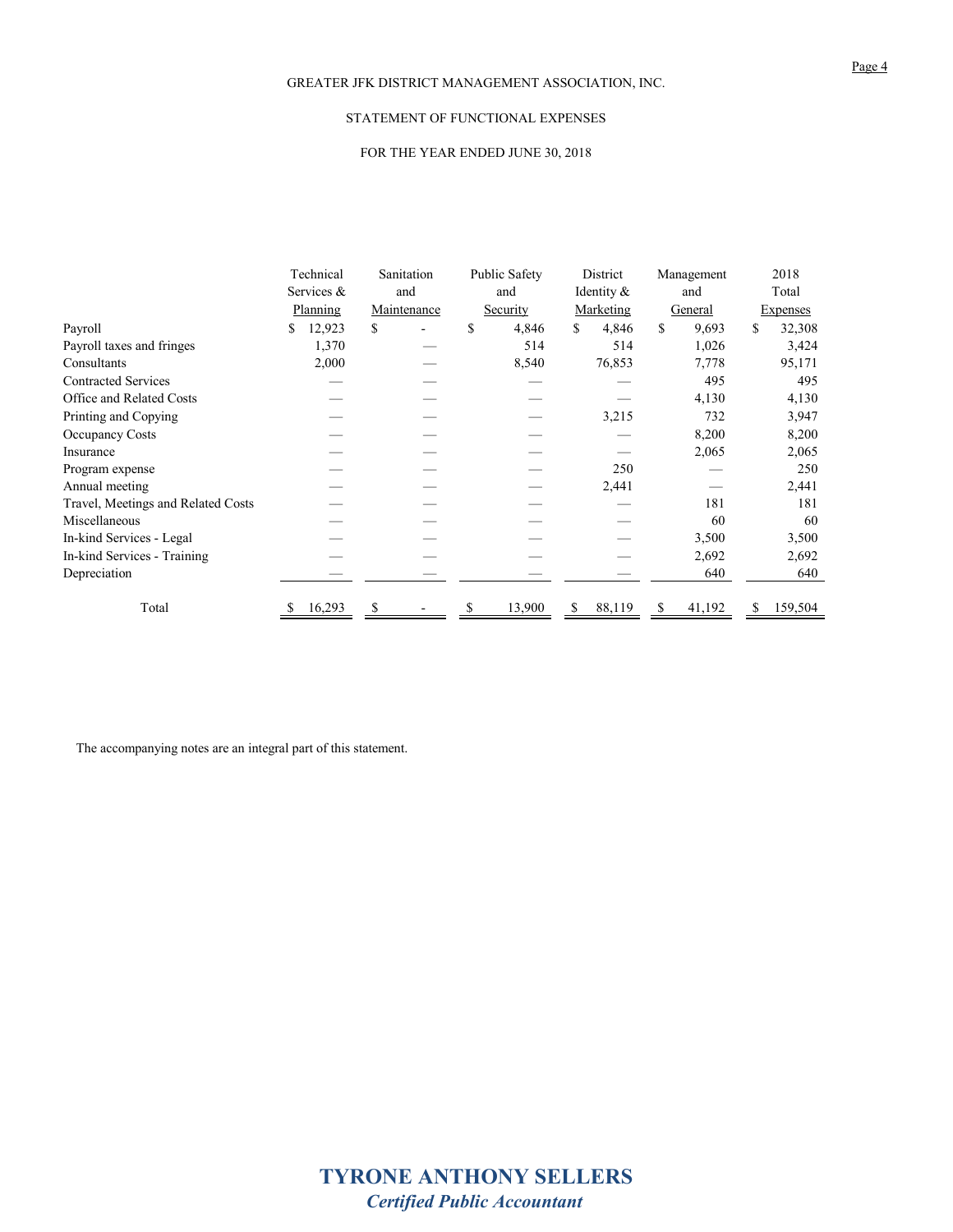# GREATER JFK DISTRICT MANAGEMENT ASSOCIATION, INC.

## STATEMENT OF FUNCTIONAL EXPENSES

### FOR THE YEAR ENDED JUNE 30, 2018

| | Technical Services & Planning | Sanitation and Maintenance | Public Safety and Security | District Identity & Marketing | Management and General | 2018 Total Expenses |
|---|---|---|---|---|---|---|
| Payroll | $ 12,923 | $ - | $ 4,846 | $ 4,846 | $ 9,693 | $ 32,308 |
| Payroll taxes and fringes | 1,370 | — | 514 | 514 | 1,026 | 3,424 |
| Consultants | 2,000 | — | 8,540 | 76,853 | 7,778 | 95,171 |
| Contracted Services | — | — | — | — | 495 | 495 |
| Office and Related Costs | — | — | — | — | 4,130 | 4,130 |
| Printing and Copying | — | — | — | 3,215 | 732 | 3,947 |
| Occupancy Costs | — | — | — | — | 8,200 | 8,200 |
| Insurance | — | — | — | — | 2,065 | 2,065 |
| Program expense | — | — | — | 250 | — | 250 |
| Annual meeting | — | — | — | 2,441 | — | 2,441 |
| Travel, Meetings and Related Costs | — | — | — | — | 181 | 181 |
| Miscellaneous | — | — | — | — | 60 | 60 |
| In-kind Services - Legal | — | — | — | — | 3,500 | 3,500 |
| In-kind Services - Training | — | — | — | — | 2,692 | 2,692 |
| Depreciation | — | — | — | — | 640 | 640 |
| Total | $ 16,293 | $ - | $ 13,900 | $ 88,119 | $ 41,192 | $ 159,504 |

The accompanying notes are an integral part of this statement.

**TYRONE ANTHONY SELLERS**
***Certified Public Accountant***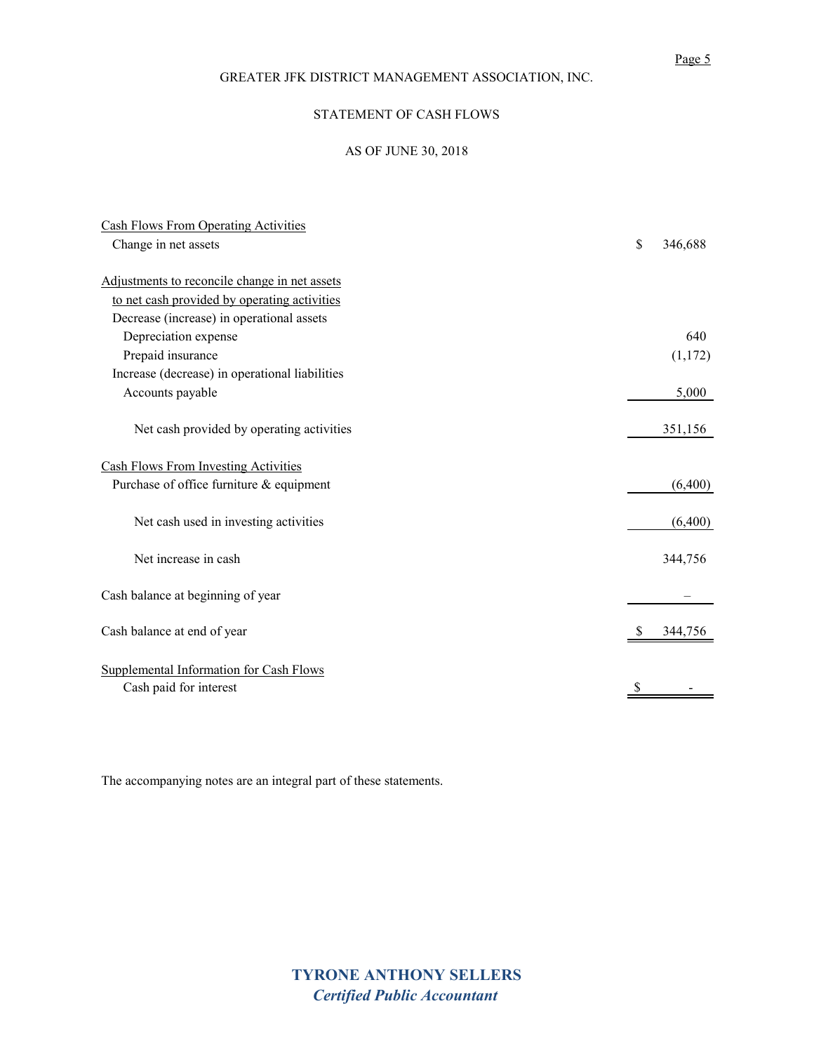# GREATER JFK DISTRICT MANAGEMENT ASSOCIATION, INC.

## STATEMENT OF CASH FLOWS

### AS OF JUNE 30, 2018

| | |
|---|---|
| <u>Cash Flows From Operating Activities</u> | |
| Change in net assets | $ 346,688 |
| | |
| <u>Adjustments to reconcile change in net assets</u> | |
| <u>to net cash provided by operating activities</u> | |
| Decrease (increase) in operational assets | |
| Depreciation expense | 640 |
| Prepaid insurance | (1,172) |
| Increase (decrease) in operational liabilities | |
| Accounts payable | 5,000 |
| | |
| Net cash provided by operating activities | 351,156 |
| | |
| <u>Cash Flows From Investing Activities</u> | |
| Purchase of office furniture & equipment | (6,400) |
| | |
| Net cash used in investing activities | (6,400) |
| | |
| Net increase in cash | 344,756 |
| | |
| Cash balance at beginning of year | – |
| | |
| Cash balance at end of year | $ 344,756 |
| | |
| <u>Supplemental Information for Cash Flows</u> | |
| Cash paid for interest | $ - |

The accompanying notes are an integral part of these statements.

**TYRONE ANTHONY SELLERS**
***Certified Public Accountant***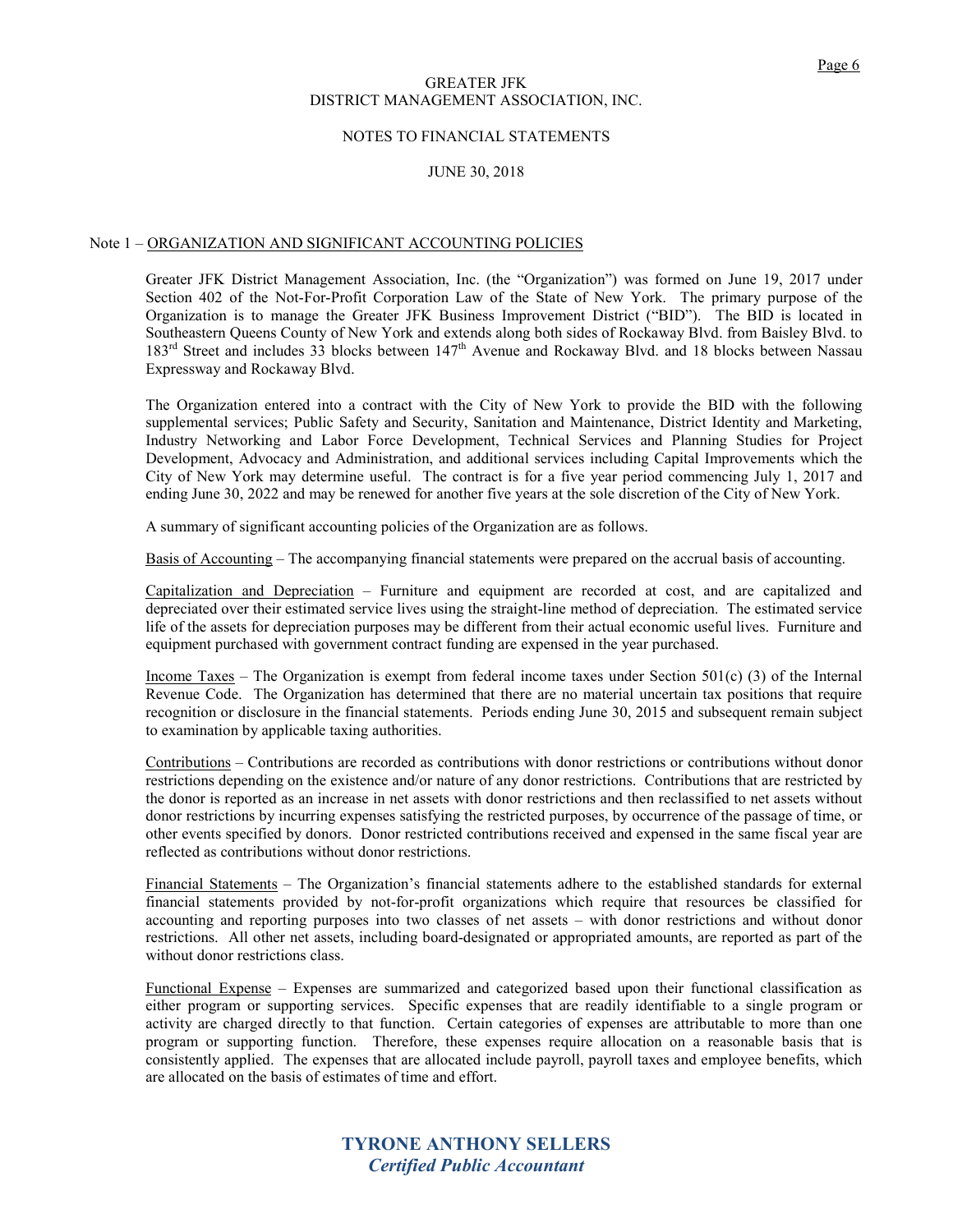GREATER JFK
DISTRICT MANAGEMENT ASSOCIATION, INC.

NOTES TO FINANCIAL STATEMENTS

JUNE 30, 2018

Note 1 – ORGANIZATION AND SIGNIFICANT ACCOUNTING POLICIES

Greater JFK District Management Association, Inc. (the "Organization") was formed on June 19, 2017 under Section 402 of the Not-For-Profit Corporation Law of the State of New York. The primary purpose of the Organization is to manage the Greater JFK Business Improvement District ("BID"). The BID is located in Southeastern Queens County of New York and extends along both sides of Rockaway Blvd. from Baisley Blvd. to 183rd Street and includes 33 blocks between 147th Avenue and Rockaway Blvd. and 18 blocks between Nassau Expressway and Rockaway Blvd.

The Organization entered into a contract with the City of New York to provide the BID with the following supplemental services; Public Safety and Security, Sanitation and Maintenance, District Identity and Marketing, Industry Networking and Labor Force Development, Technical Services and Planning Studies for Project Development, Advocacy and Administration, and additional services including Capital Improvements which the City of New York may determine useful. The contract is for a five year period commencing July 1, 2017 and ending June 30, 2022 and may be renewed for another five years at the sole discretion of the City of New York.

A summary of significant accounting policies of the Organization are as follows.

Basis of Accounting – The accompanying financial statements were prepared on the accrual basis of accounting.

Capitalization and Depreciation – Furniture and equipment are recorded at cost, and are capitalized and depreciated over their estimated service lives using the straight-line method of depreciation. The estimated service life of the assets for depreciation purposes may be different from their actual economic useful lives. Furniture and equipment purchased with government contract funding are expensed in the year purchased.

Income Taxes – The Organization is exempt from federal income taxes under Section 501(c) (3) of the Internal Revenue Code. The Organization has determined that there are no material uncertain tax positions that require recognition or disclosure in the financial statements. Periods ending June 30, 2015 and subsequent remain subject to examination by applicable taxing authorities.

Contributions – Contributions are recorded as contributions with donor restrictions or contributions without donor restrictions depending on the existence and/or nature of any donor restrictions. Contributions that are restricted by the donor is reported as an increase in net assets with donor restrictions and then reclassified to net assets without donor restrictions by incurring expenses satisfying the restricted purposes, by occurrence of the passage of time, or other events specified by donors. Donor restricted contributions received and expensed in the same fiscal year are reflected as contributions without donor restrictions.

Financial Statements – The Organization's financial statements adhere to the established standards for external financial statements provided by not-for-profit organizations which require that resources be classified for accounting and reporting purposes into two classes of net assets – with donor restrictions and without donor restrictions. All other net assets, including board-designated or appropriated amounts, are reported as part of the without donor restrictions class.

Functional Expense – Expenses are summarized and categorized based upon their functional classification as either program or supporting services. Specific expenses that are readily identifiable to a single program or activity are charged directly to that function. Certain categories of expenses are attributable to more than one program or supporting function. Therefore, these expenses require allocation on a reasonable basis that is consistently applied. The expenses that are allocated include payroll, payroll taxes and employee benefits, which are allocated on the basis of estimates of time and effort.

**TYRONE ANTHONY SELLERS**
***Certified Public Accountant***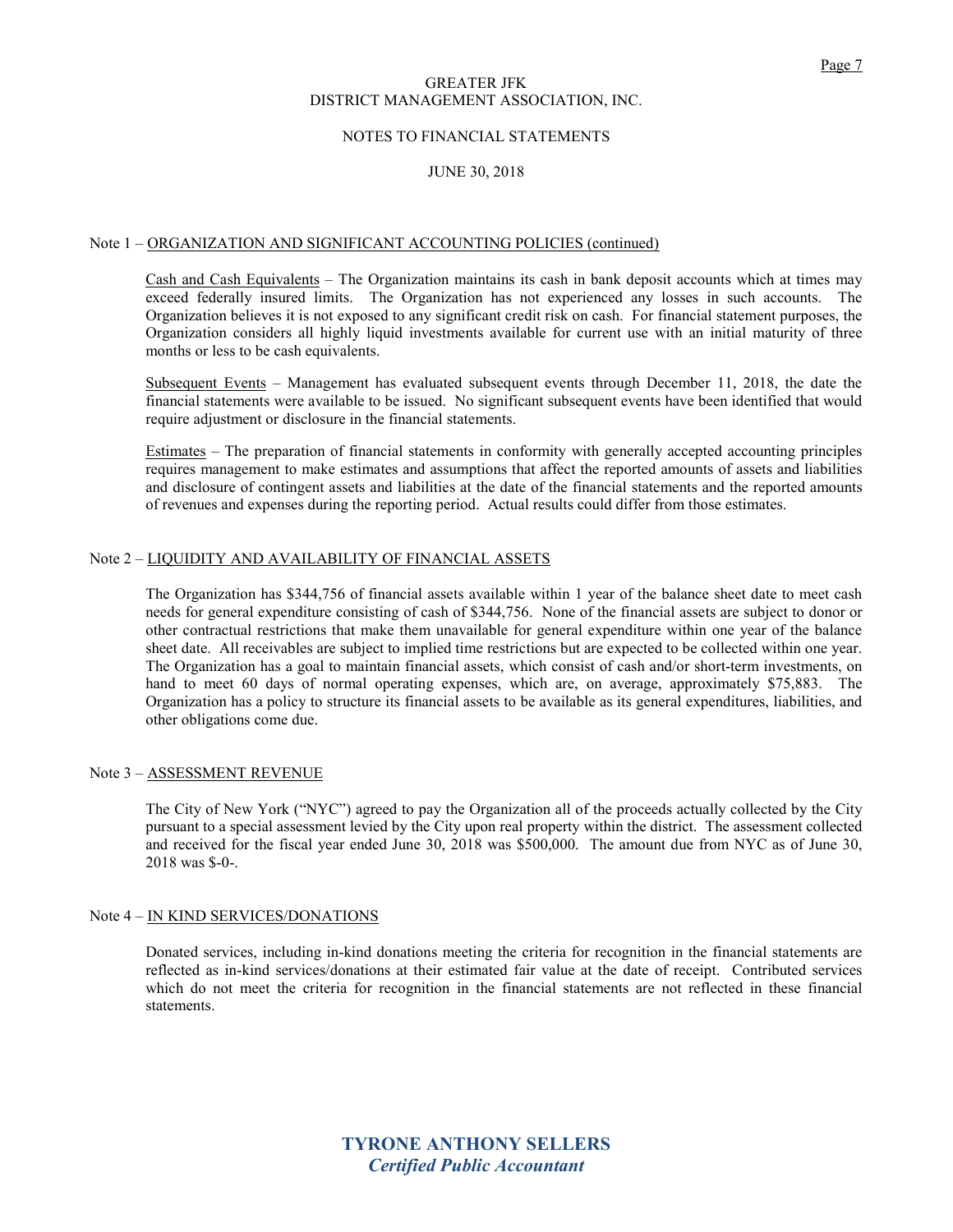GREATER JFK
DISTRICT MANAGEMENT ASSOCIATION, INC.

NOTES TO FINANCIAL STATEMENTS

JUNE 30, 2018

Note 1 – ORGANIZATION AND SIGNIFICANT ACCOUNTING POLICIES (continued)

Cash and Cash Equivalents – The Organization maintains its cash in bank deposit accounts which at times may exceed federally insured limits. The Organization has not experienced any losses in such accounts. The Organization believes it is not exposed to any significant credit risk on cash. For financial statement purposes, the Organization considers all highly liquid investments available for current use with an initial maturity of three months or less to be cash equivalents.

Subsequent Events – Management has evaluated subsequent events through December 11, 2018, the date the financial statements were available to be issued. No significant subsequent events have been identified that would require adjustment or disclosure in the financial statements.

Estimates – The preparation of financial statements in conformity with generally accepted accounting principles requires management to make estimates and assumptions that affect the reported amounts of assets and liabilities and disclosure of contingent assets and liabilities at the date of the financial statements and the reported amounts of revenues and expenses during the reporting period. Actual results could differ from those estimates.

Note 2 – LIQUIDITY AND AVAILABILITY OF FINANCIAL ASSETS

The Organization has $344,756 of financial assets available within 1 year of the balance sheet date to meet cash needs for general expenditure consisting of cash of $344,756. None of the financial assets are subject to donor or other contractual restrictions that make them unavailable for general expenditure within one year of the balance sheet date. All receivables are subject to implied time restrictions but are expected to be collected within one year. The Organization has a goal to maintain financial assets, which consist of cash and/or short-term investments, on hand to meet 60 days of normal operating expenses, which are, on average, approximately $75,883. The Organization has a policy to structure its financial assets to be available as its general expenditures, liabilities, and other obligations come due.

Note 3 – ASSESSMENT REVENUE

The City of New York ("NYC") agreed to pay the Organization all of the proceeds actually collected by the City pursuant to a special assessment levied by the City upon real property within the district. The assessment collected and received for the fiscal year ended June 30, 2018 was $500,000. The amount due from NYC as of June 30, 2018 was $-0-.

Note 4 – IN KIND SERVICES/DONATIONS

Donated services, including in-kind donations meeting the criteria for recognition in the financial statements are reflected as in-kind services/donations at their estimated fair value at the date of receipt. Contributed services which do not meet the criteria for recognition in the financial statements are not reflected in these financial statements.

**TYRONE ANTHONY SELLERS**
***Certified Public Accountant***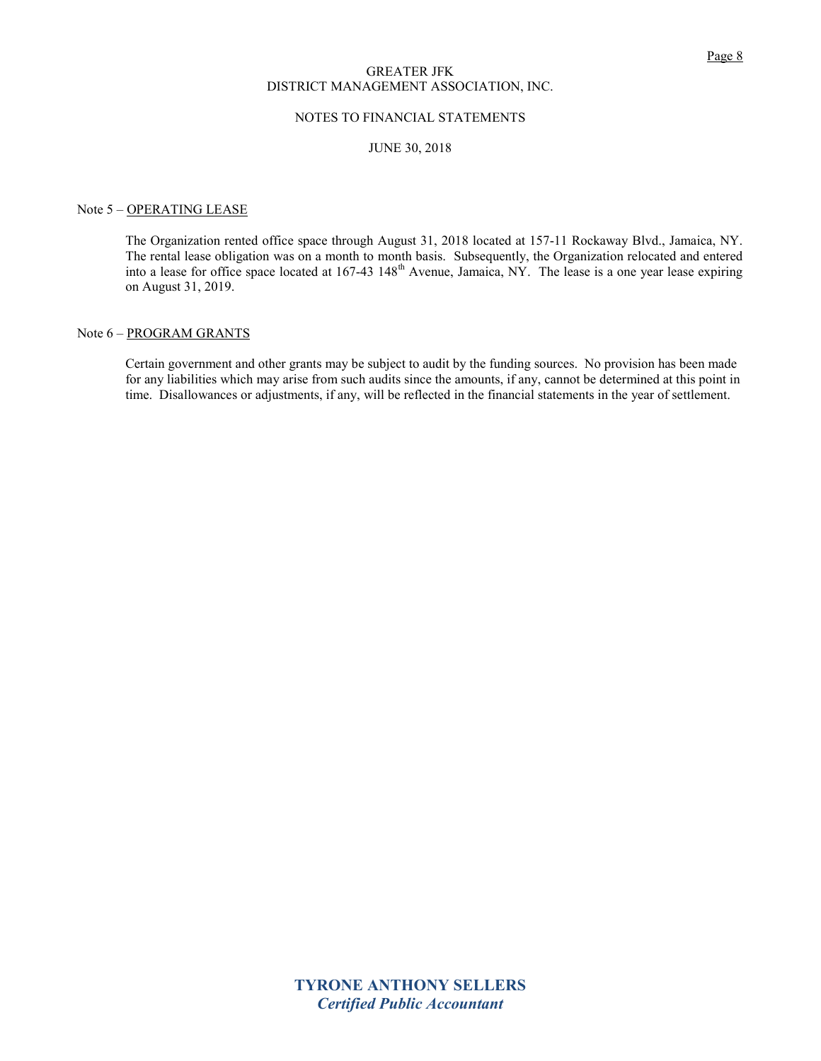Note 5 – OPERATING LEASE

The Organization rented office space through August 31, 2018 located at 157-11 Rockaway Blvd., Jamaica, NY. The rental lease obligation was on a month to month basis. Subsequently, the Organization relocated and entered into a lease for office space located at 167-43 148th Avenue, Jamaica, NY. The lease is a one year lease expiring on August 31, 2019.

Note 6 – PROGRAM GRANTS

Certain government and other grants may be subject to audit by the funding sources. No provision has been made for any liabilities which may arise from such audits since the amounts, if any, cannot be determined at this point in time. Disallowances or adjustments, if any, will be reflected in the financial statements in the year of settlement.